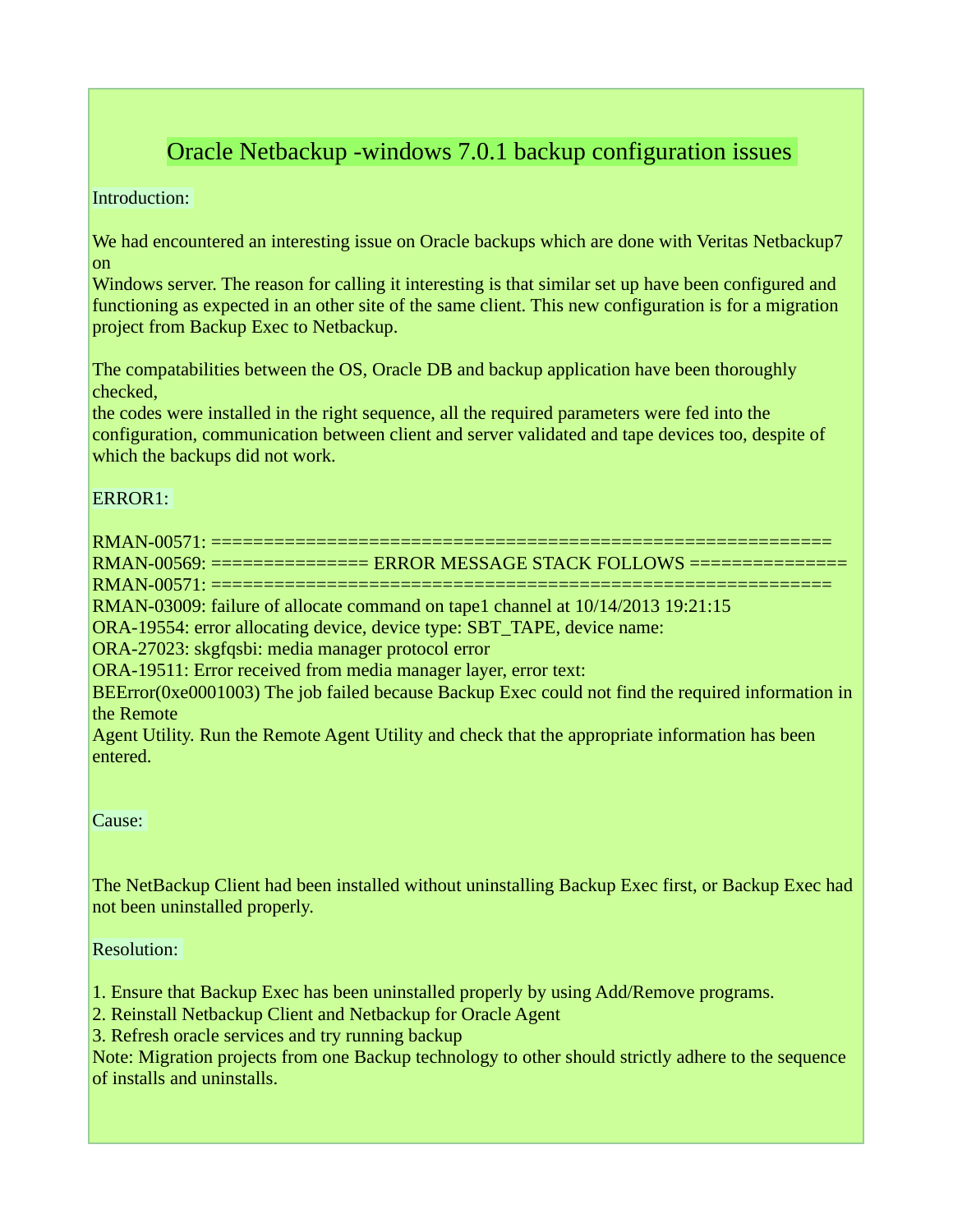# Oracle Netbackup -windows 7.0.1 backup configuration issues

Introduction:

We had encountered an interesting issue on Oracle backups which are done with Veritas Netbackup7 on
Windows server. The reason for calling it interesting is that similar set up have been configured and functioning as expected in an other site of the same client. This new configuration is for a migration project from Backup Exec to Netbackup.

The compatabilities between the OS, Oracle DB and backup application have been thoroughly checked,
the codes were installed in the right sequence, all the required parameters were fed into the configuration, communication between client and server validated and tape devices too, despite of which the backups did not work.

ERROR1:

RMAN-00571: ===========================================================
RMAN-00569: =============== ERROR MESSAGE STACK FOLLOWS ===============
RMAN-00571: ===========================================================
RMAN-03009: failure of allocate command on tape1 channel at 10/14/2013 19:21:15
ORA-19554: error allocating device, device type: SBT_TAPE, device name:
ORA-27023: skgfqsbi: media manager protocol error
ORA-19511: Error received from media manager layer, error text:
BEError(0xe0001003) The job failed because Backup Exec could not find the required information in the Remote
Agent Utility. Run the Remote Agent Utility and check that the appropriate information has been entered.

Cause:

The NetBackup Client had been installed without uninstalling Backup Exec first, or Backup Exec had not been uninstalled properly.

Resolution:

1. Ensure that Backup Exec has been uninstalled properly by using Add/Remove programs.
2. Reinstall Netbackup Client and Netbackup for Oracle Agent
3. Refresh oracle services and try running backup

Note: Migration projects from one Backup technology to other should strictly adhere to the sequence of installs and uninstalls.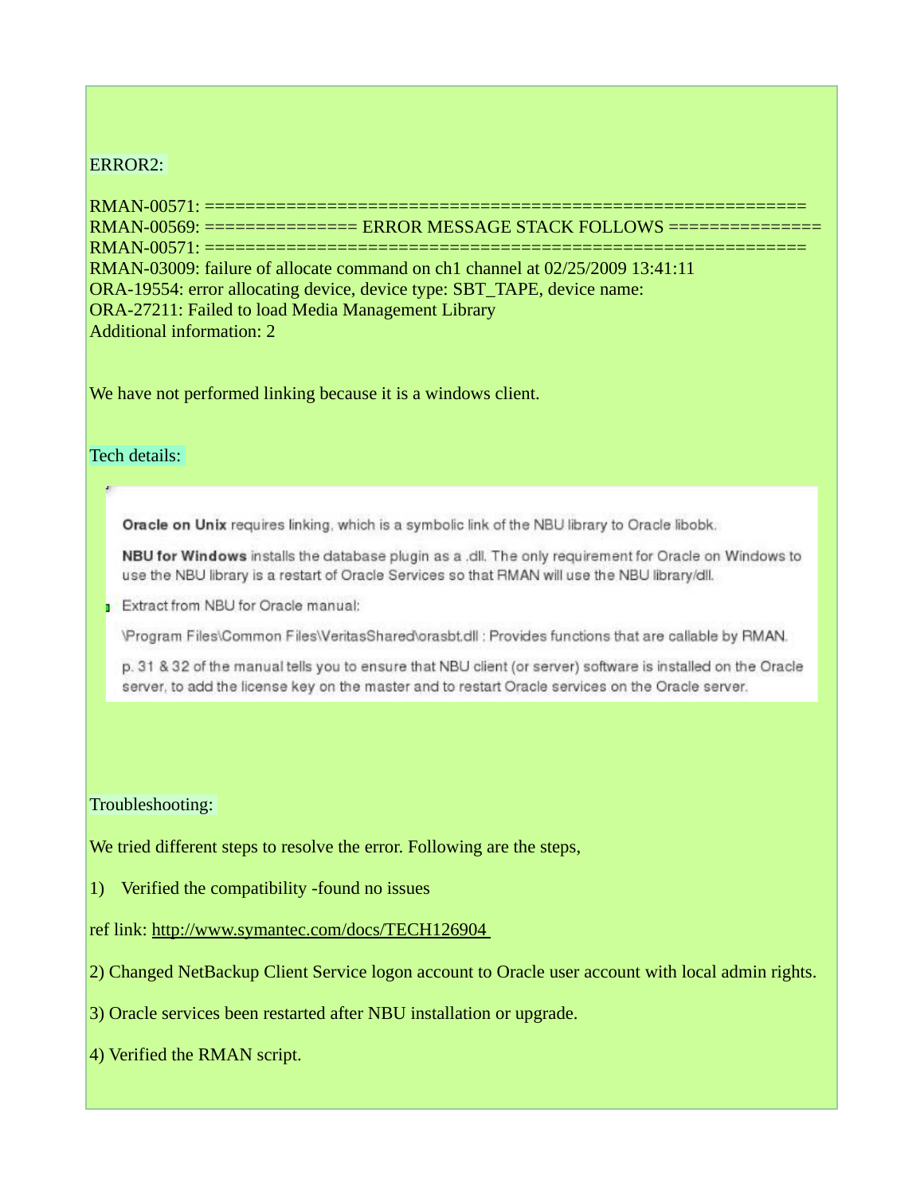ERROR2:

```
RMAN-00571: ===========================================================
RMAN-00569: =============== ERROR MESSAGE STACK FOLLOWS ===============
RMAN-00571: ===========================================================
RMAN-03009: failure of allocate command on ch1 channel at 02/25/2009 13:41:11
ORA-19554: error allocating device, device type: SBT_TAPE, device name:
ORA-27211: Failed to load Media Management Library
Additional information: 2
```

We have not performed linking because it is a windows client.

Tech details:

**Oracle on Unix** requires linking, which is a symbolic link of the NBU library to Oracle libobk.

**NBU for Windows** installs the database plugin as a .dll. The only requirement for Oracle on Windows to use the NBU library is a restart of Oracle Services so that RMAN will use the NBU library/dll.

- Extract from NBU for Oracle manual:

\Program Files\Common Files\VeritasShared\orasbt.dll : Provides functions that are callable by RMAN.

p. 31 & 32 of the manual tells you to ensure that NBU client (or server) software is installed on the Oracle server, to add the license key on the master and to restart Oracle services on the Oracle server.

Troubleshooting:

We tried different steps to resolve the error. Following are the steps,

1) Verified the compatibility -found no issues

ref link: http://www.symantec.com/docs/TECH126904

2) Changed NetBackup Client Service logon account to Oracle user account with local admin rights.

3) Oracle services been restarted after NBU installation or upgrade.

4) Verified the RMAN script.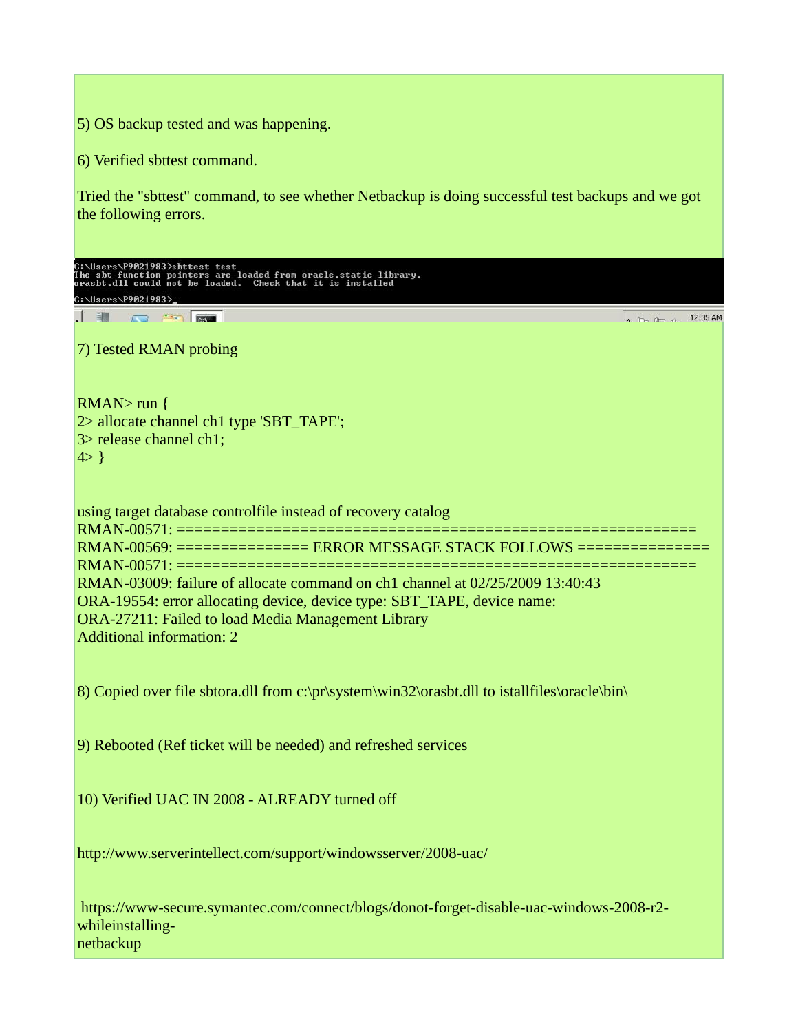5) OS backup tested and was happening.

6) Verified sbttest command.

Tried the "sbttest" command, to see whether Netbackup is doing successful test backups and we got the following errors.

```
C:\Users\P9021983>sbttest test
The sbt function pointers are loaded from oracle.static library.
orasbt.dll could not be loaded.  Check that it is installed

C:\Users\P9021983>_
```

7) Tested RMAN probing

```
RMAN> run {
2> allocate channel ch1 type 'SBT_TAPE';
3> release channel ch1;
4> }
```

```
using target database controlfile instead of recovery catalog
RMAN-00571: ===========================================================
RMAN-00569: =============== ERROR MESSAGE STACK FOLLOWS ===============
RMAN-00571: ===========================================================
RMAN-03009: failure of allocate command on ch1 channel at 02/25/2009 13:40:43
ORA-19554: error allocating device, device type: SBT_TAPE, device name:
ORA-27211: Failed to load Media Management Library
Additional information: 2
```

8) Copied over file sbtora.dll from c:\pr\system\win32\orasbt.dll to istallfiles\oracle\bin\

9) Rebooted (Ref ticket will be needed) and refreshed services

10) Verified UAC IN 2008 - ALREADY turned off

http://www.serverintellect.com/support/windowsserver/2008-uac/

https://www-secure.symantec.com/connect/blogs/donot-forget-disable-uac-windows-2008-r2-whileinstalling-netbackup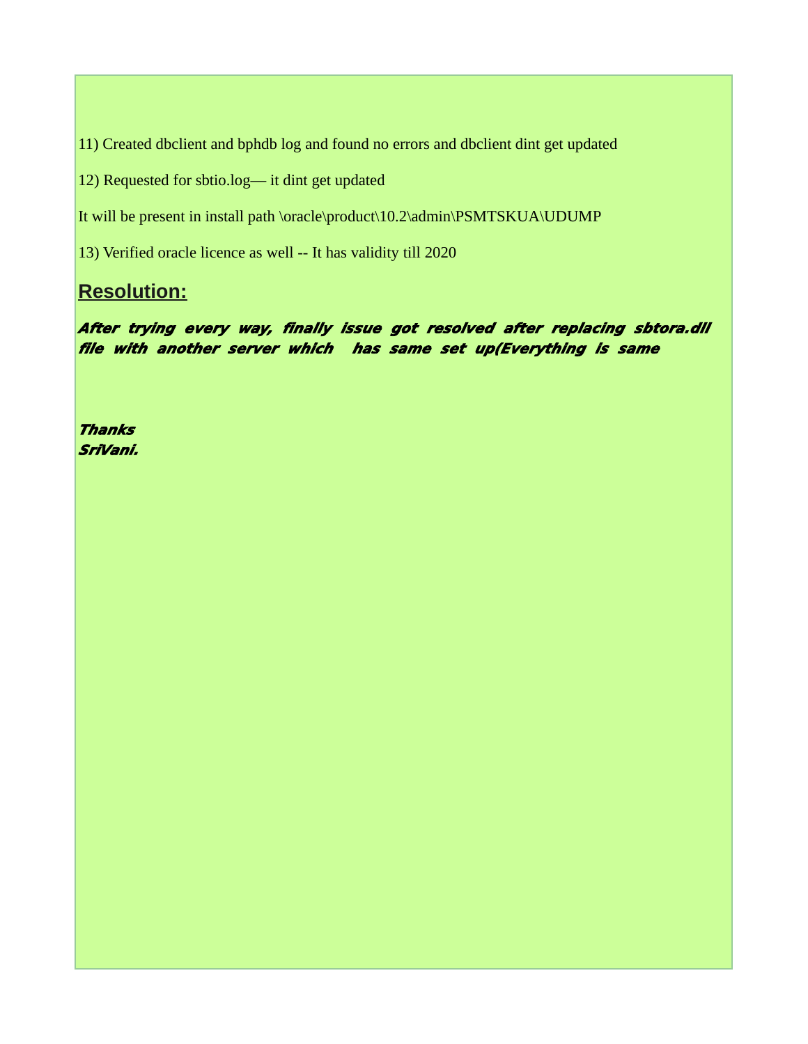11) Created dbclient and bphdb log and found no errors and dbclient dint get updated

12) Requested for sbtio.log— it dint get updated

It will be present in install path \oracle\product\10.2\admin\PSMTSKUA\UDUMP

13) Verified oracle licence as well -- It has validity till 2020

## Resolution:

***After trying every way, finally issue got resolved after replacing sbtora.dll file with another server which has same set up(Everything is same***

***Thanks***
***SriVani.***